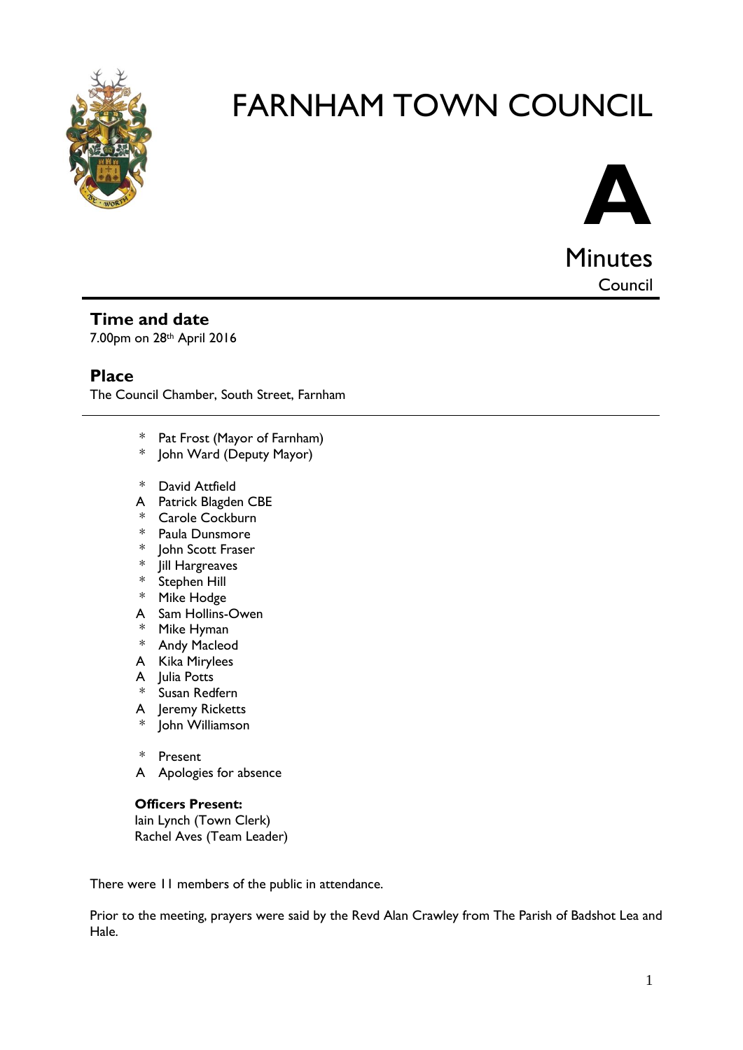# FARNHAM TOWN COUNCIL

**A**

Minutes

Council

## Time and date

7.00pm on 28th April 2016

## Place

The Council Chamber, South Street, Farnham

---

- \* Pat Frost (Mayor of Farnham)
- \* John Ward (Deputy Mayor)

- \* David Attfield
- A Patrick Blagden CBE
- \* Carole Cockburn
- \* Paula Dunsmore
- \* John Scott Fraser
- \* Jill Hargreaves
- \* Stephen Hill
- \* Mike Hodge
- A Sam Hollins-Owen
- \* Mike Hyman
- \* Andy Macleod
- A Kika Mirylees
- A Julia Potts
- \* Susan Redfern
- A Jeremy Ricketts
- \* John Williamson

- \* Present
- A Apologies for absence

**Officers Present:**

Iain Lynch (Town Clerk)

Rachel Aves (Team Leader)

There were 11 members of the public in attendance.

Prior to the meeting, prayers were said by the Revd Alan Crawley from The Parish of Badshot Lea and Hale.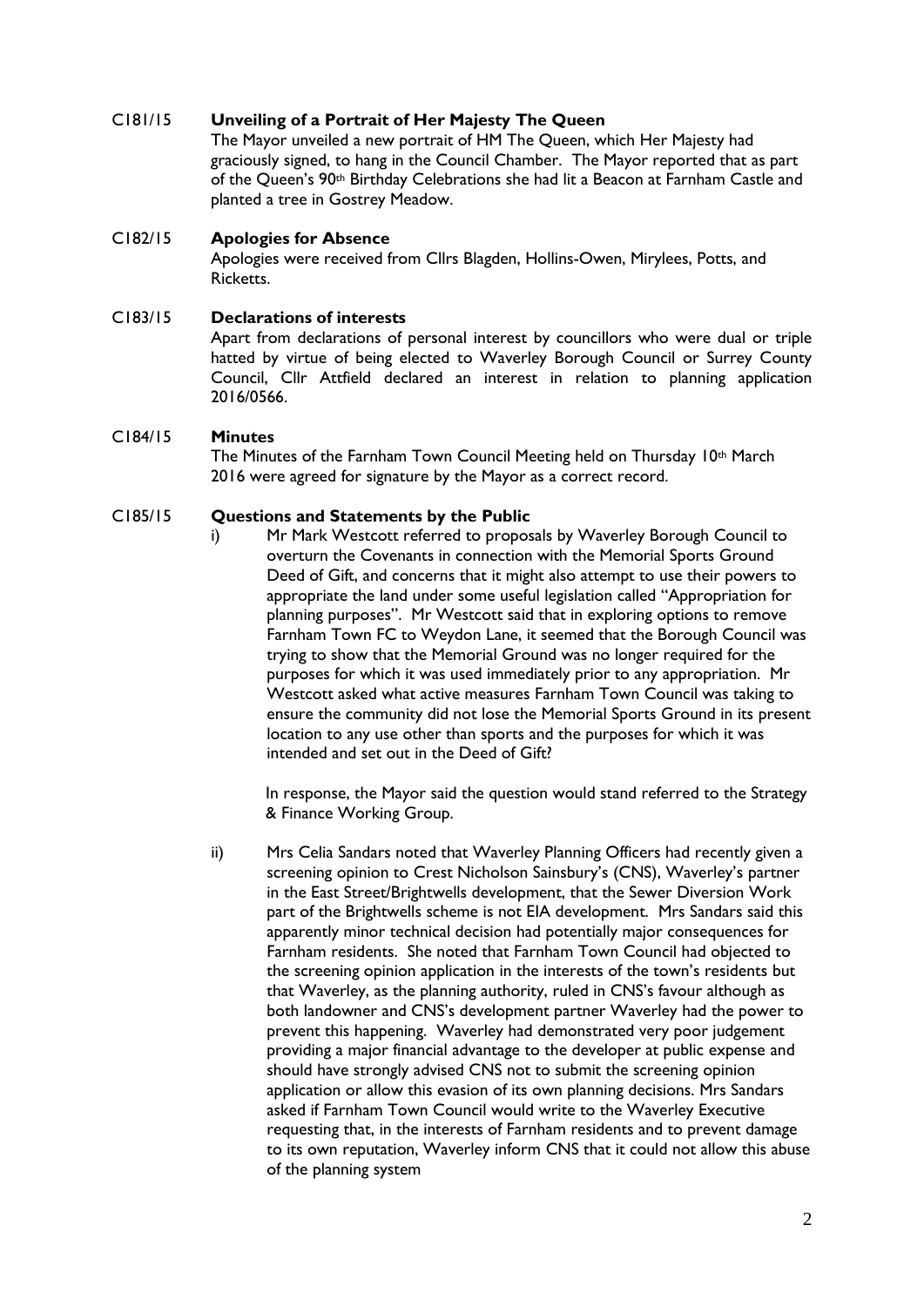**C181/15 Unveiling of a Portrait of Her Majesty The Queen**

The Mayor unveiled a new portrait of HM The Queen, which Her Majesty had graciously signed, to hang in the Council Chamber. The Mayor reported that as part of the Queen's 90th Birthday Celebrations she had lit a Beacon at Farnham Castle and planted a tree in Gostrey Meadow.

**C182/15 Apologies for Absence**

Apologies were received from Cllrs Blagden, Hollins-Owen, Mirylees, Potts, and Ricketts.

**C183/15 Declarations of interests**

Apart from declarations of personal interest by councillors who were dual or triple hatted by virtue of being elected to Waverley Borough Council or Surrey County Council, Cllr Attfield declared an interest in relation to planning application 2016/0566.

**C184/15 Minutes**

The Minutes of the Farnham Town Council Meeting held on Thursday 10th March 2016 were agreed for signature by the Mayor as a correct record.

**C185/15 Questions and Statements by the Public**

i) Mr Mark Westcott referred to proposals by Waverley Borough Council to overturn the Covenants in connection with the Memorial Sports Ground Deed of Gift, and concerns that it might also attempt to use their powers to appropriate the land under some useful legislation called "Appropriation for planning purposes". Mr Westcott said that in exploring options to remove Farnham Town FC to Weydon Lane, it seemed that the Borough Council was trying to show that the Memorial Ground was no longer required for the purposes for which it was used immediately prior to any appropriation. Mr Westcott asked what active measures Farnham Town Council was taking to ensure the community did not lose the Memorial Sports Ground in its present location to any use other than sports and the purposes for which it was intended and set out in the Deed of Gift?

In response, the Mayor said the question would stand referred to the Strategy & Finance Working Group.

ii) Mrs Celia Sandars noted that Waverley Planning Officers had recently given a screening opinion to Crest Nicholson Sainsbury's (CNS), Waverley's partner in the East Street/Brightwells development, that the Sewer Diversion Work part of the Brightwells scheme is not EIA development. Mrs Sandars said this apparently minor technical decision had potentially major consequences for Farnham residents. She noted that Farnham Town Council had objected to the screening opinion application in the interests of the town's residents but that Waverley, as the planning authority, ruled in CNS's favour although as both landowner and CNS's development partner Waverley had the power to prevent this happening. Waverley had demonstrated very poor judgement providing a major financial advantage to the developer at public expense and should have strongly advised CNS not to submit the screening opinion application or allow this evasion of its own planning decisions. Mrs Sandars asked if Farnham Town Council would write to the Waverley Executive requesting that, in the interests of Farnham residents and to prevent damage to its own reputation, Waverley inform CNS that it could not allow this abuse of the planning system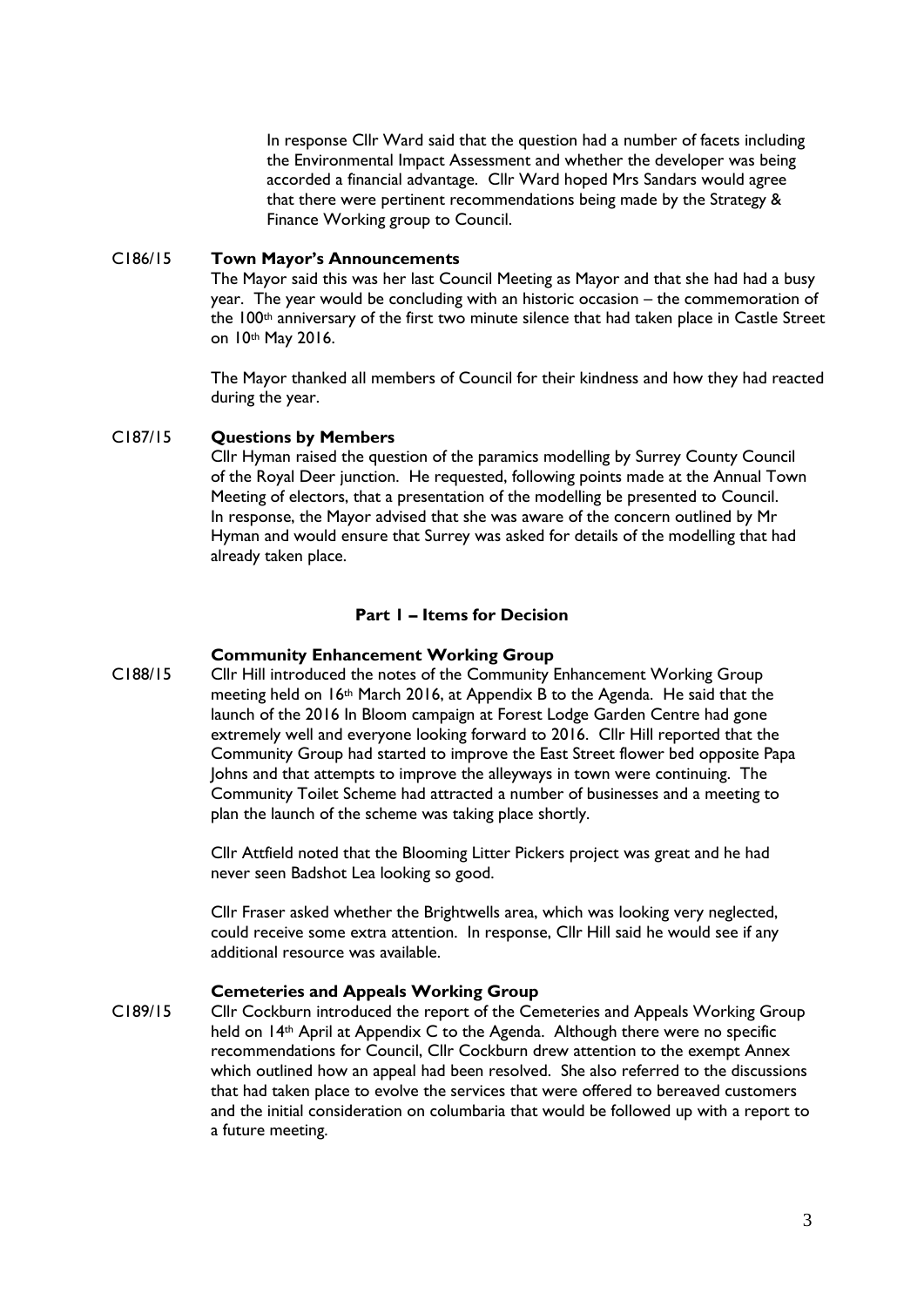In response Cllr Ward said that the question had a number of facets including the Environmental Impact Assessment and whether the developer was being accorded a financial advantage. Cllr Ward hoped Mrs Sandars would agree that there were pertinent recommendations being made by the Strategy & Finance Working group to Council.

C186/15 **Town Mayor's Announcements**

The Mayor said this was her last Council Meeting as Mayor and that she had had a busy year. The year would be concluding with an historic occasion – the commemoration of the 100th anniversary of the first two minute silence that had taken place in Castle Street on 10th May 2016.

The Mayor thanked all members of Council for their kindness and how they had reacted during the year.

C187/15 **Questions by Members**

Cllr Hyman raised the question of the paramics modelling by Surrey County Council of the Royal Deer junction. He requested, following points made at the Annual Town Meeting of electors, that a presentation of the modelling be presented to Council. In response, the Mayor advised that she was aware of the concern outlined by Mr Hyman and would ensure that Surrey was asked for details of the modelling that had already taken place.

## Part 1 – Items for Decision

**Community Enhancement Working Group**

C188/15 Cllr Hill introduced the notes of the Community Enhancement Working Group meeting held on 16th March 2016, at Appendix B to the Agenda. He said that the launch of the 2016 In Bloom campaign at Forest Lodge Garden Centre had gone extremely well and everyone looking forward to 2016. Cllr Hill reported that the Community Group had started to improve the East Street flower bed opposite Papa Johns and that attempts to improve the alleyways in town were continuing. The Community Toilet Scheme had attracted a number of businesses and a meeting to plan the launch of the scheme was taking place shortly.

Cllr Attfield noted that the Blooming Litter Pickers project was great and he had never seen Badshot Lea looking so good.

Cllr Fraser asked whether the Brightwells area, which was looking very neglected, could receive some extra attention. In response, Cllr Hill said he would see if any additional resource was available.

**Cemeteries and Appeals Working Group**

C189/15 Cllr Cockburn introduced the report of the Cemeteries and Appeals Working Group held on 14th April at Appendix C to the Agenda. Although there were no specific recommendations for Council, Cllr Cockburn drew attention to the exempt Annex which outlined how an appeal had been resolved. She also referred to the discussions that had taken place to evolve the services that were offered to bereaved customers and the initial consideration on columbaria that would be followed up with a report to a future meeting.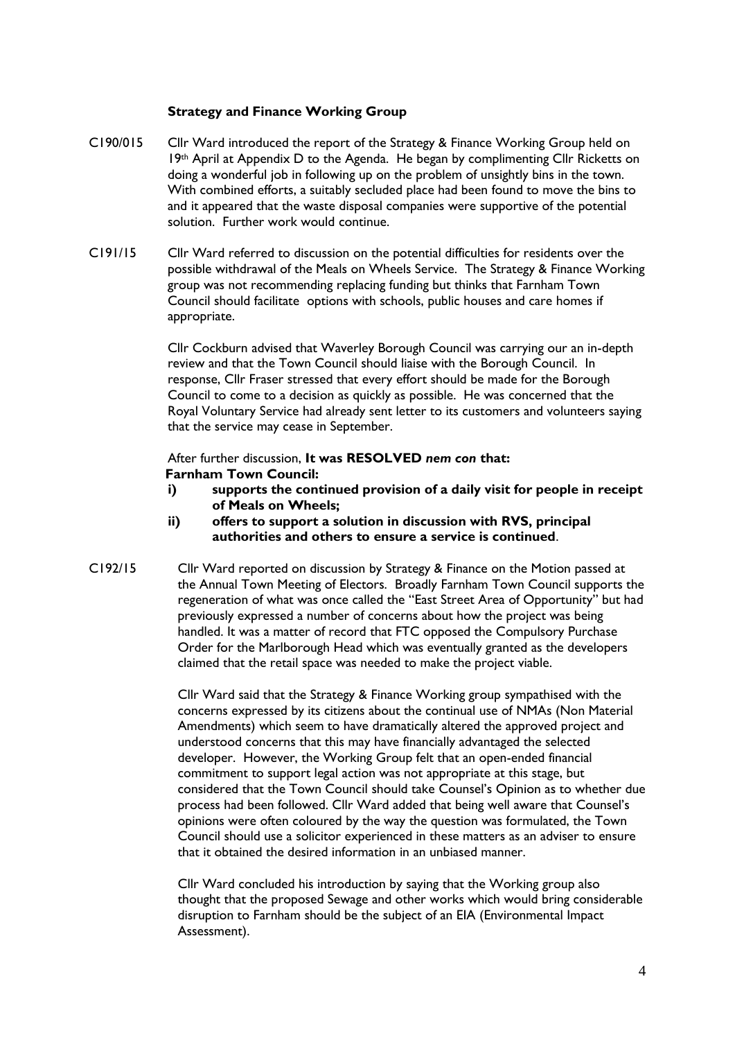**Strategy and Finance Working Group**

C190/015 Cllr Ward introduced the report of the Strategy & Finance Working Group held on 19th April at Appendix D to the Agenda. He began by complimenting Cllr Ricketts on doing a wonderful job in following up on the problem of unsightly bins in the town. With combined efforts, a suitably secluded place had been found to move the bins to and it appeared that the waste disposal companies were supportive of the potential solution. Further work would continue.

C191/15 Cllr Ward referred to discussion on the potential difficulties for residents over the possible withdrawal of the Meals on Wheels Service. The Strategy & Finance Working group was not recommending replacing funding but thinks that Farnham Town Council should facilitate options with schools, public houses and care homes if appropriate.

Cllr Cockburn advised that Waverley Borough Council was carrying our an in-depth review and that the Town Council should liaise with the Borough Council. In response, Cllr Fraser stressed that every effort should be made for the Borough Council to come to a decision as quickly as possible. He was concerned that the Royal Voluntary Service had already sent letter to its customers and volunteers saying that the service may cease in September.

After further discussion, **It was RESOLVED *nem con* that:**
**Farnham Town Council:**

- **i) supports the continued provision of a daily visit for people in receipt of Meals on Wheels;**
- **ii) offers to support a solution in discussion with RVS, principal authorities and others to ensure a service is continued**.

C192/15 Cllr Ward reported on discussion by Strategy & Finance on the Motion passed at the Annual Town Meeting of Electors. Broadly Farnham Town Council supports the regeneration of what was once called the "East Street Area of Opportunity" but had previously expressed a number of concerns about how the project was being handled. It was a matter of record that FTC opposed the Compulsory Purchase Order for the Marlborough Head which was eventually granted as the developers claimed that the retail space was needed to make the project viable.

Cllr Ward said that the Strategy & Finance Working group sympathised with the concerns expressed by its citizens about the continual use of NMAs (Non Material Amendments) which seem to have dramatically altered the approved project and understood concerns that this may have financially advantaged the selected developer. However, the Working Group felt that an open-ended financial commitment to support legal action was not appropriate at this stage, but considered that the Town Council should take Counsel's Opinion as to whether due process had been followed. Cllr Ward added that being well aware that Counsel's opinions were often coloured by the way the question was formulated, the Town Council should use a solicitor experienced in these matters as an adviser to ensure that it obtained the desired information in an unbiased manner.

Cllr Ward concluded his introduction by saying that the Working group also thought that the proposed Sewage and other works which would bring considerable disruption to Farnham should be the subject of an EIA (Environmental Impact Assessment).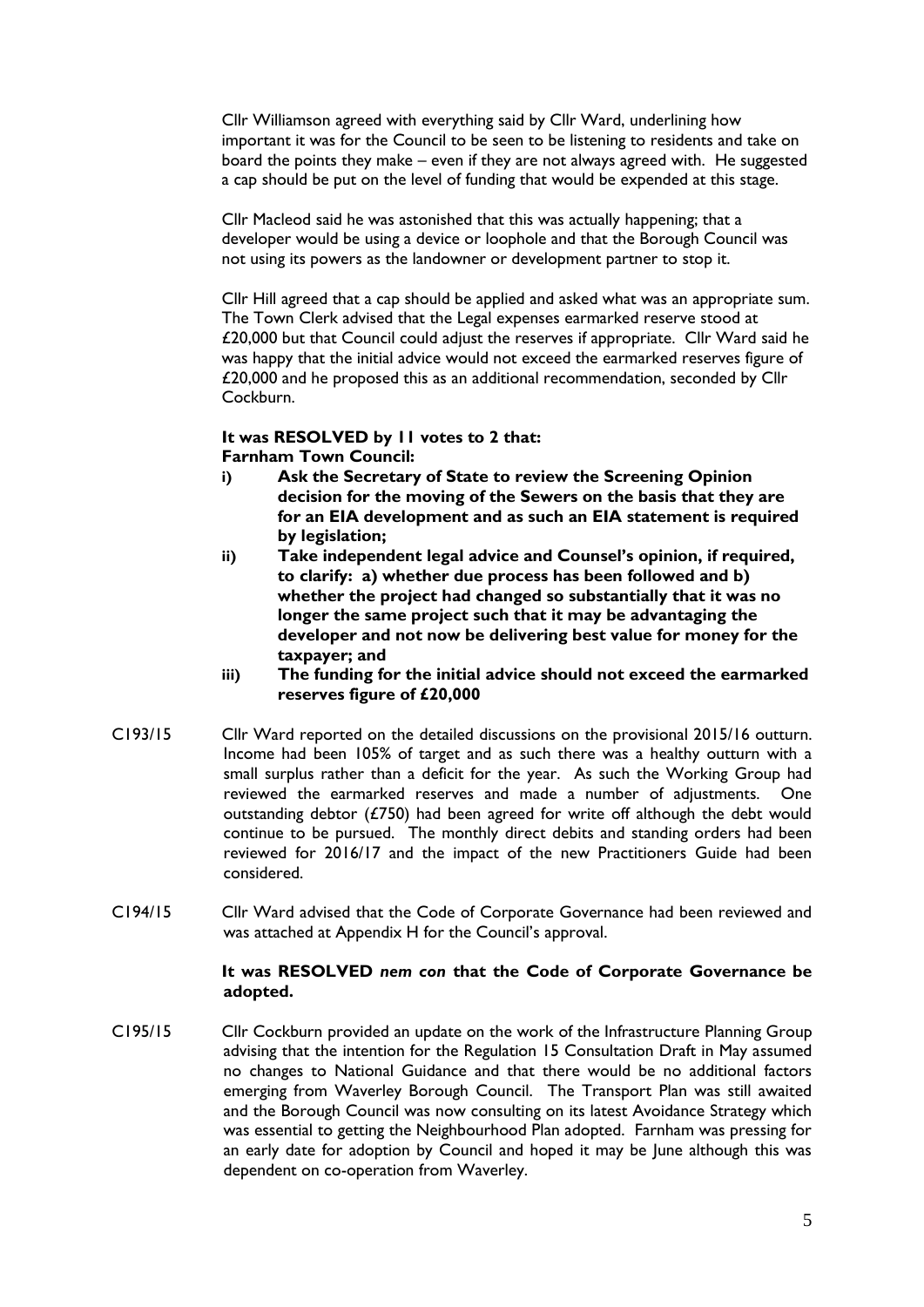Cllr Williamson agreed with everything said by Cllr Ward, underlining how important it was for the Council to be seen to be listening to residents and take on board the points they make – even if they are not always agreed with. He suggested a cap should be put on the level of funding that would be expended at this stage.

Cllr Macleod said he was astonished that this was actually happening; that a developer would be using a device or loophole and that the Borough Council was not using its powers as the landowner or development partner to stop it.

Cllr Hill agreed that a cap should be applied and asked what was an appropriate sum. The Town Clerk advised that the Legal expenses earmarked reserve stood at £20,000 but that Council could adjust the reserves if appropriate. Cllr Ward said he was happy that the initial advice would not exceed the earmarked reserves figure of £20,000 and he proposed this as an additional recommendation, seconded by Cllr Cockburn.

**It was RESOLVED by 11 votes to 2 that:**
**Farnham Town Council:**

i) **Ask the Secretary of State to review the Screening Opinion decision for the moving of the Sewers on the basis that they are for an EIA development and as such an EIA statement is required by legislation;**
ii) **Take independent legal advice and Counsel's opinion, if required, to clarify: a) whether due process has been followed and b) whether the project had changed so substantially that it was no longer the same project such that it may be advantaging the developer and not now be delivering best value for money for the taxpayer; and**
iii) **The funding for the initial advice should not exceed the earmarked reserves figure of £20,000**

C193/15 Cllr Ward reported on the detailed discussions on the provisional 2015/16 outturn. Income had been 105% of target and as such there was a healthy outturn with a small surplus rather than a deficit for the year. As such the Working Group had reviewed the earmarked reserves and made a number of adjustments. One outstanding debtor (£750) had been agreed for write off although the debt would continue to be pursued. The monthly direct debits and standing orders had been reviewed for 2016/17 and the impact of the new Practitioners Guide had been considered.

C194/15 Cllr Ward advised that the Code of Corporate Governance had been reviewed and was attached at Appendix H for the Council's approval.

**It was RESOLVED *nem con* that the Code of Corporate Governance be adopted.**

C195/15 Cllr Cockburn provided an update on the work of the Infrastructure Planning Group advising that the intention for the Regulation 15 Consultation Draft in May assumed no changes to National Guidance and that there would be no additional factors emerging from Waverley Borough Council. The Transport Plan was still awaited and the Borough Council was now consulting on its latest Avoidance Strategy which was essential to getting the Neighbourhood Plan adopted. Farnham was pressing for an early date for adoption by Council and hoped it may be June although this was dependent on co-operation from Waverley.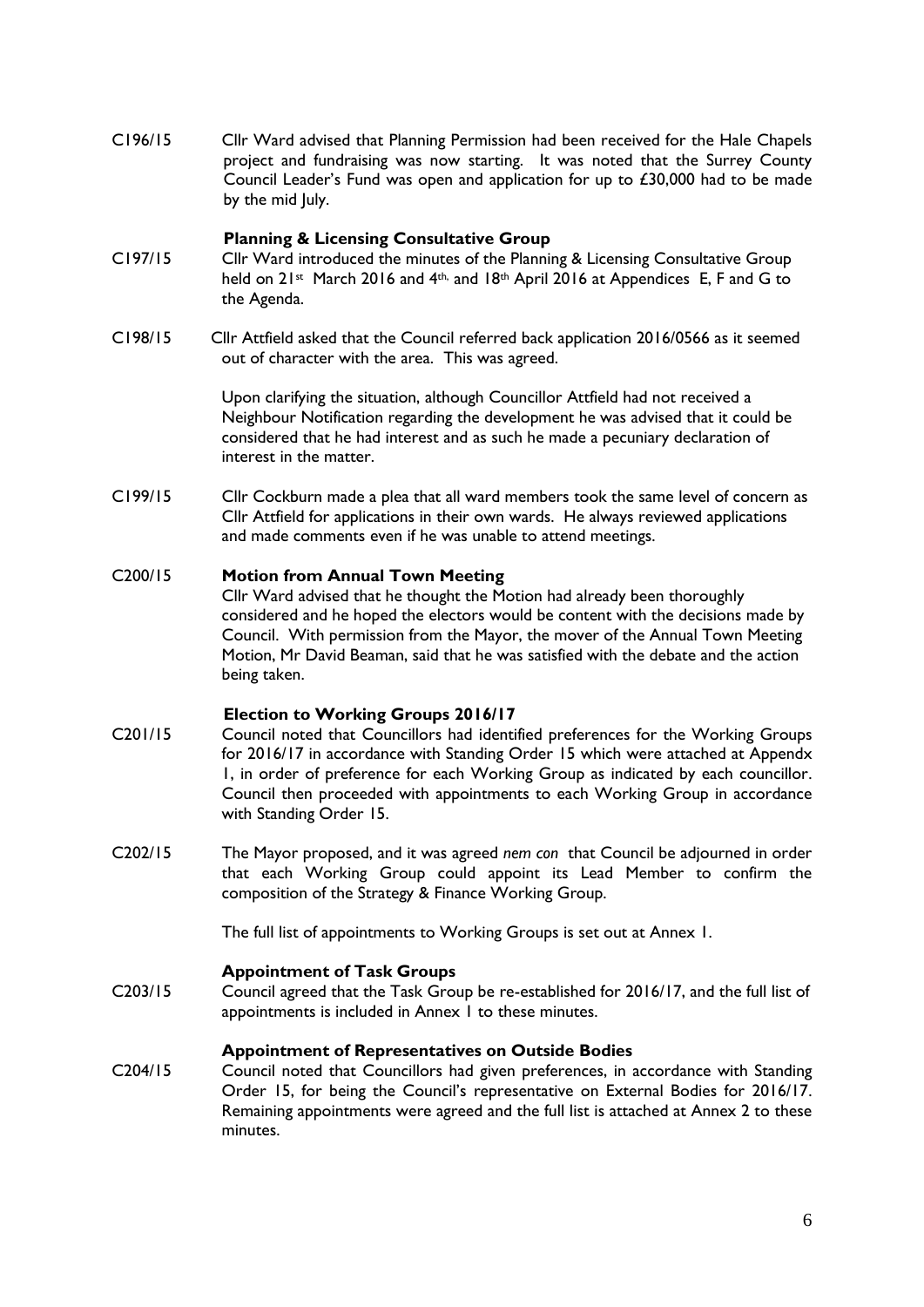C196/15 Cllr Ward advised that Planning Permission had been received for the Hale Chapels project and fundraising was now starting. It was noted that the Surrey County Council Leader's Fund was open and application for up to £30,000 had to be made by the mid July.

**Planning & Licensing Consultative Group**

C197/15 Cllr Ward introduced the minutes of the Planning & Licensing Consultative Group held on 21st March 2016 and 4th, and 18th April 2016 at Appendices E, F and G to the Agenda.

C198/15 Cllr Attfield asked that the Council referred back application 2016/0566 as it seemed out of character with the area. This was agreed.

Upon clarifying the situation, although Councillor Attfield had not received a Neighbour Notification regarding the development he was advised that it could be considered that he had interest and as such he made a pecuniary declaration of interest in the matter.

C199/15 Cllr Cockburn made a plea that all ward members took the same level of concern as Cllr Attfield for applications in their own wards. He always reviewed applications and made comments even if he was unable to attend meetings.

C200/15 **Motion from Annual Town Meeting**

Cllr Ward advised that he thought the Motion had already been thoroughly considered and he hoped the electors would be content with the decisions made by Council. With permission from the Mayor, the mover of the Annual Town Meeting Motion, Mr David Beaman, said that he was satisfied with the debate and the action being taken.

**Election to Working Groups 2016/17**

C201/15 Council noted that Councillors had identified preferences for the Working Groups for 2016/17 in accordance with Standing Order 15 which were attached at Appendx 1, in order of preference for each Working Group as indicated by each councillor. Council then proceeded with appointments to each Working Group in accordance with Standing Order 15.

C202/15 The Mayor proposed, and it was agreed *nem con* that Council be adjourned in order that each Working Group could appoint its Lead Member to confirm the composition of the Strategy & Finance Working Group.

The full list of appointments to Working Groups is set out at Annex 1.

**Appointment of Task Groups**

C203/15 Council agreed that the Task Group be re-established for 2016/17, and the full list of appointments is included in Annex 1 to these minutes.

**Appointment of Representatives on Outside Bodies**

C204/15 Council noted that Councillors had given preferences, in accordance with Standing Order 15, for being the Council's representative on External Bodies for 2016/17. Remaining appointments were agreed and the full list is attached at Annex 2 to these minutes.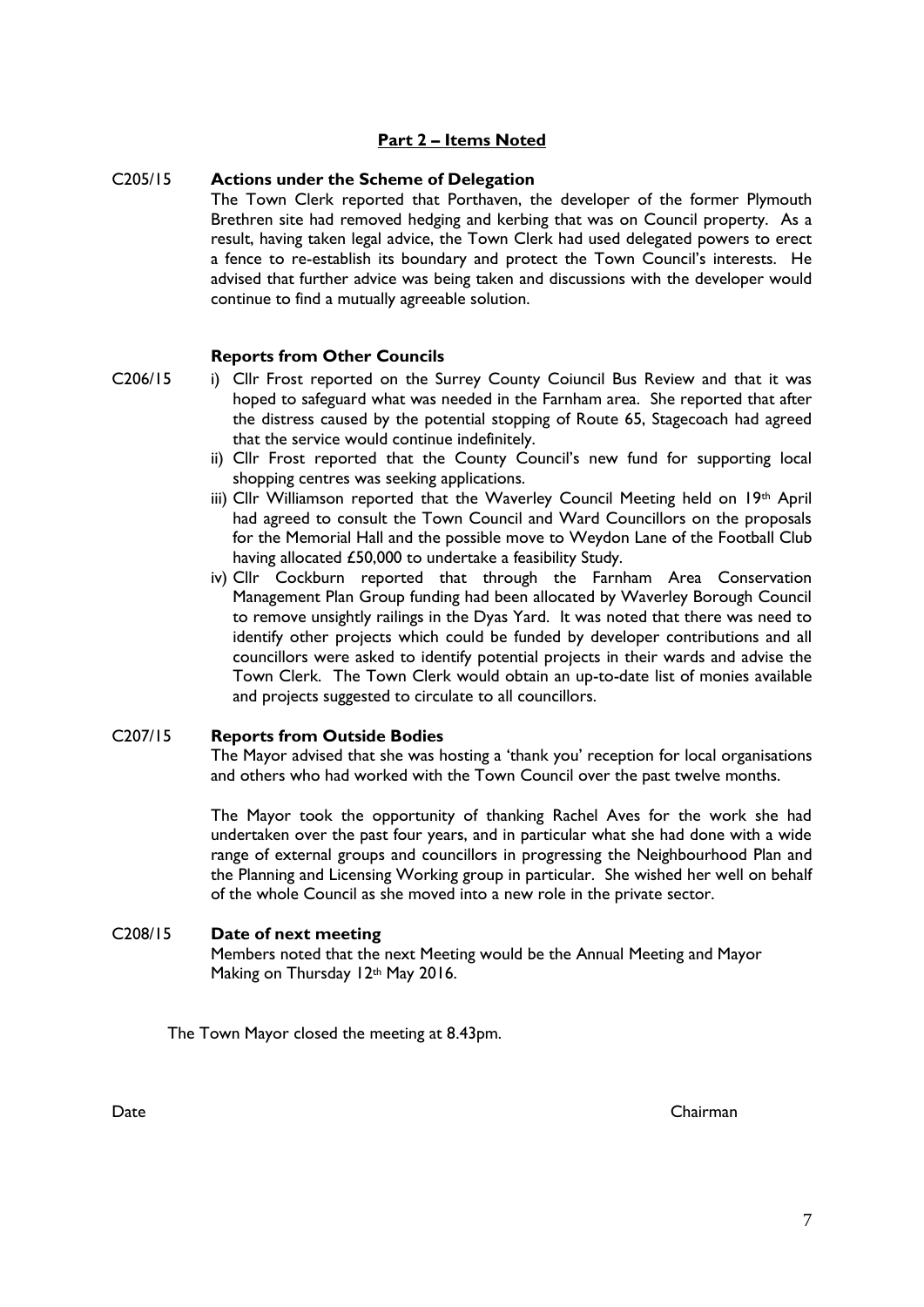## Part 2 – Items Noted

**C205/15 Actions under the Scheme of Delegation**

The Town Clerk reported that Porthaven, the developer of the former Plymouth Brethren site had removed hedging and kerbing that was on Council property. As a result, having taken legal advice, the Town Clerk had used delegated powers to erect a fence to re-establish its boundary and protect the Town Council's interests. He advised that further advice was being taken and discussions with the developer would continue to find a mutually agreeable solution.

**Reports from Other Councils**

**C206/15**

i) Cllr Frost reported on the Surrey County Coiuncil Bus Review and that it was hoped to safeguard what was needed in the Farnham area. She reported that after the distress caused by the potential stopping of Route 65, Stagecoach had agreed that the service would continue indefinitely.

ii) Cllr Frost reported that the County Council's new fund for supporting local shopping centres was seeking applications.

iii) Cllr Williamson reported that the Waverley Council Meeting held on 19th April had agreed to consult the Town Council and Ward Councillors on the proposals for the Memorial Hall and the possible move to Weydon Lane of the Football Club having allocated £50,000 to undertake a feasibility Study.

iv) Cllr Cockburn reported that through the Farnham Area Conservation Management Plan Group funding had been allocated by Waverley Borough Council to remove unsightly railings in the Dyas Yard. It was noted that there was need to identify other projects which could be funded by developer contributions and all councillors were asked to identify potential projects in their wards and advise the Town Clerk. The Town Clerk would obtain an up-to-date list of monies available and projects suggested to circulate to all councillors.

**C207/15 Reports from Outside Bodies**

The Mayor advised that she was hosting a 'thank you' reception for local organisations and others who had worked with the Town Council over the past twelve months.

The Mayor took the opportunity of thanking Rachel Aves for the work she had undertaken over the past four years, and in particular what she had done with a wide range of external groups and councillors in progressing the Neighbourhood Plan and the Planning and Licensing Working group in particular. She wished her well on behalf of the whole Council as she moved into a new role in the private sector.

**C208/15 Date of next meeting**

Members noted that the next Meeting would be the Annual Meeting and Mayor Making on Thursday 12th May 2016.

The Town Mayor closed the meeting at 8.43pm.

Date Chairman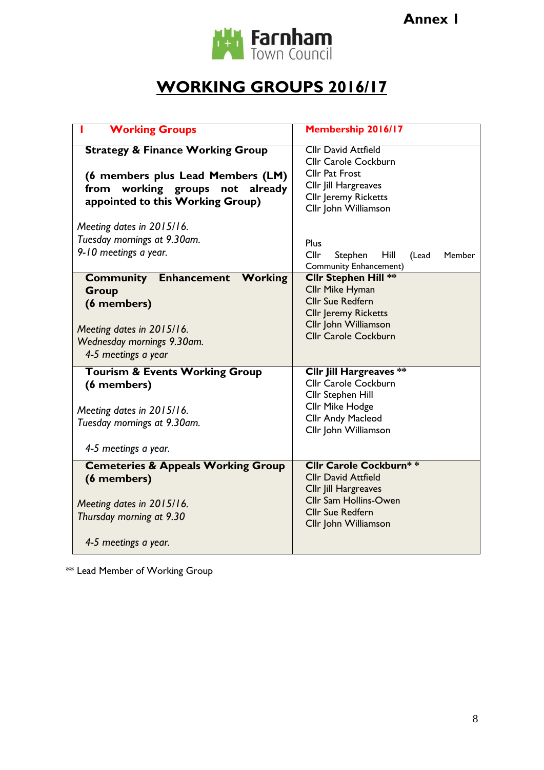Annex I

Farnham Town Council

# WORKING GROUPS 2016/17

| 1 Working Groups | Membership 2016/17 |
|---|---|
| **Strategy & Finance Working Group**<br><br>**(6 members plus Lead Members (LM) from working groups not already appointed to this Working Group)**<br><br>*Meeting dates in 2015/16.*<br>*Tuesday mornings at 9.30am.*<br>*9-10 meetings a year.* | Cllr David Attfield<br>Cllr Carole Cockburn<br>Cllr Pat Frost<br>Cllr Jill Hargreaves<br>Cllr Jeremy Ricketts<br>Cllr John Williamson<br><br>Plus<br>Cllr Stephen Hill (Lead Member Community Enhancement) |
| **Community Enhancement Working Group**<br>**(6 members)**<br><br>*Meeting dates in 2015/16.*<br>*Wednesday mornings 9.30am.*<br>*4-5 meetings a year* | **Cllr Stephen Hill \*\***<br>Cllr Mike Hyman<br>Cllr Sue Redfern<br>Cllr Jeremy Ricketts<br>Cllr John Williamson<br>Cllr Carole Cockburn |
| **Tourism & Events Working Group**<br>**(6 members)**<br><br>*Meeting dates in 2015/16.*<br>*Tuesday mornings at 9.30am.*<br><br>*4-5 meetings a year.* | **Cllr Jill Hargreaves \*\***<br>Cllr Carole Cockburn<br>Cllr Stephen Hill<br>Cllr Mike Hodge<br>Cllr Andy Macleod<br>Cllr John Williamson |
| **Cemeteries & Appeals Working Group**<br>**(6 members)**<br><br>*Meeting dates in 2015/16.*<br>*Thursday morning at 9.30*<br><br>*4-5 meetings a year.* | **Cllr Carole Cockburn\* \***<br>Cllr David Attfield<br>Cllr Jill Hargreaves<br>Cllr Sam Hollins-Owen<br>Cllr Sue Redfern<br>Cllr John Williamson |

** Lead Member of Working Group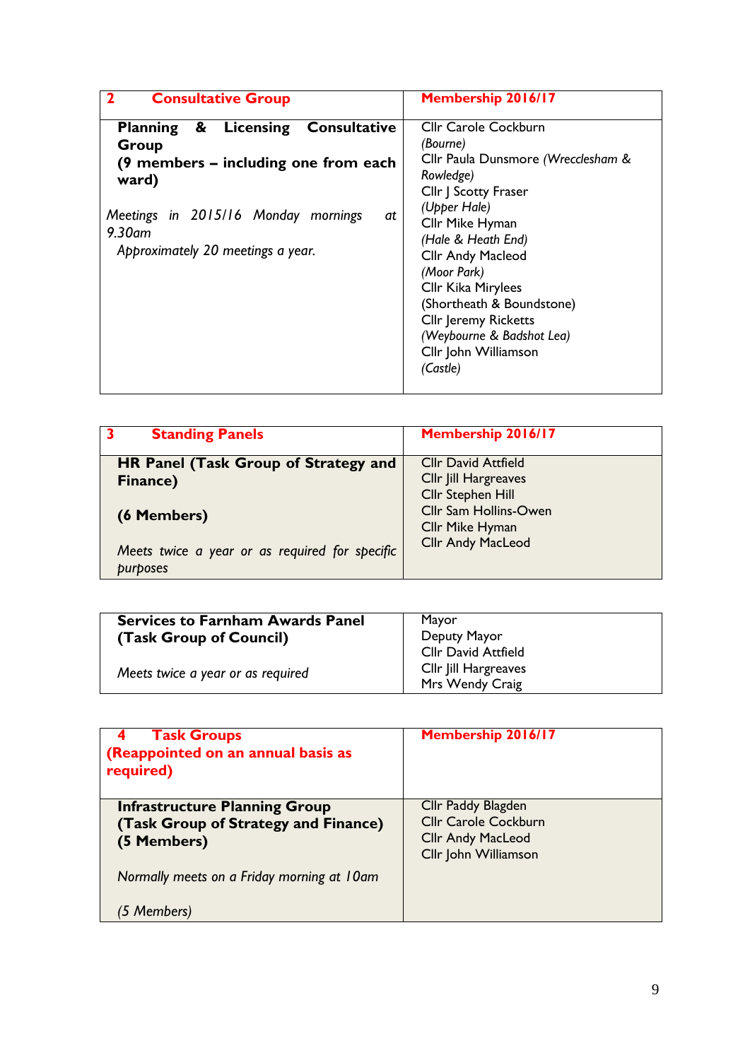| **2 Consultative Group** | **Membership 2016/17** |
|---|---|
| **Planning & Licensing Consultative Group**<br>**(9 members – including one from each ward)**<br><br>*Meetings in 2015/16 Monday mornings at 9.30am*<br>*Approximately 20 meetings a year.* | Cllr Carole Cockburn<br>*(Bourne)*<br>Cllr Paula Dunsmore *(Wrecclesham & Rowledge)*<br>Cllr J Scotty Fraser<br>*(Upper Hale)*<br>Cllr Mike Hyman<br>*(Hale & Heath End)*<br>Cllr Andy Macleod<br>*(Moor Park)*<br>Cllr Kika Mirylees<br>(Shortheath & Boundstone)<br>Cllr Jeremy Ricketts<br>*(Weybourne & Badshot Lea)*<br>Cllr John Williamson<br>*(Castle)* |

| **3 Standing Panels** | **Membership 2016/17** |
|---|---|
| **HR Panel (Task Group of Strategy and Finance)**<br><br>**(6 Members)**<br><br>*Meets twice a year or as required for specific purposes* | Cllr David Attfield<br>Cllr Jill Hargreaves<br>Cllr Stephen Hill<br>Cllr Sam Hollins-Owen<br>Cllr Mike Hyman<br>Cllr Andy MacLeod |

| **Services to Farnham Awards Panel (Task Group of Council)**<br><br>*Meets twice a year or as required* | Mayor<br>Deputy Mayor<br>Cllr David Attfield<br>Cllr Jill Hargreaves<br>Mrs Wendy Craig |
|---|---|

| **4 Task Groups**<br>**(Reappointed on an annual basis as required)** | **Membership 2016/17** |
|---|---|
| **Infrastructure Planning Group**<br>**(Task Group of Strategy and Finance)**<br>**(5 Members)**<br><br>*Normally meets on a Friday morning at 10am*<br><br>*(5 Members)* | Cllr Paddy Blagden<br>Cllr Carole Cockburn<br>Cllr Andy MacLeod<br>Cllr John Williamson |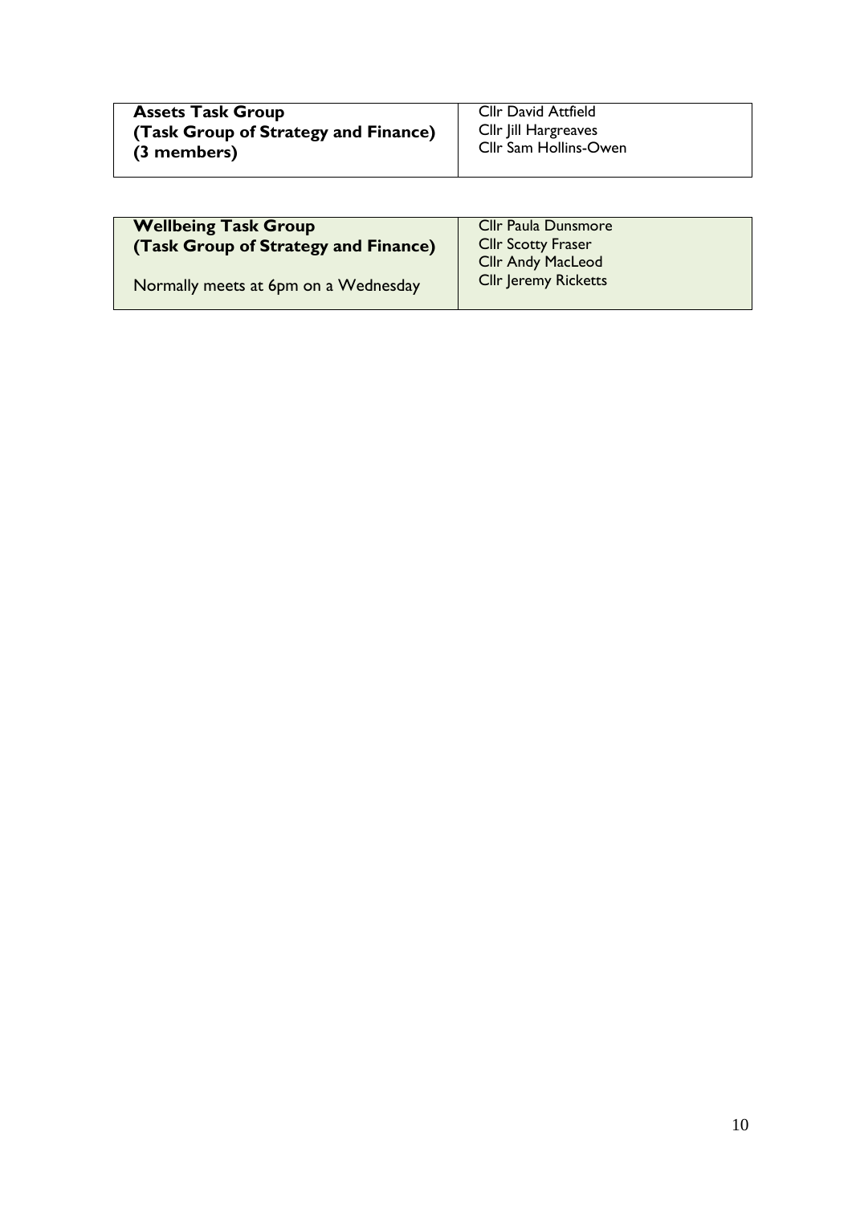| **Assets Task Group**<br>**(Task Group of Strategy and Finance)**<br>**(3 members)** | Cllr David Attfield<br>Cllr Jill Hargreaves<br>Cllr Sam Hollins-Owen |
|---|---|

| **Wellbeing Task Group**<br>**(Task Group of Strategy and Finance)**<br><br>Normally meets at 6pm on a Wednesday | Cllr Paula Dunsmore<br>Cllr Scotty Fraser<br>Cllr Andy MacLeod<br>Cllr Jeremy Ricketts |
|---|---|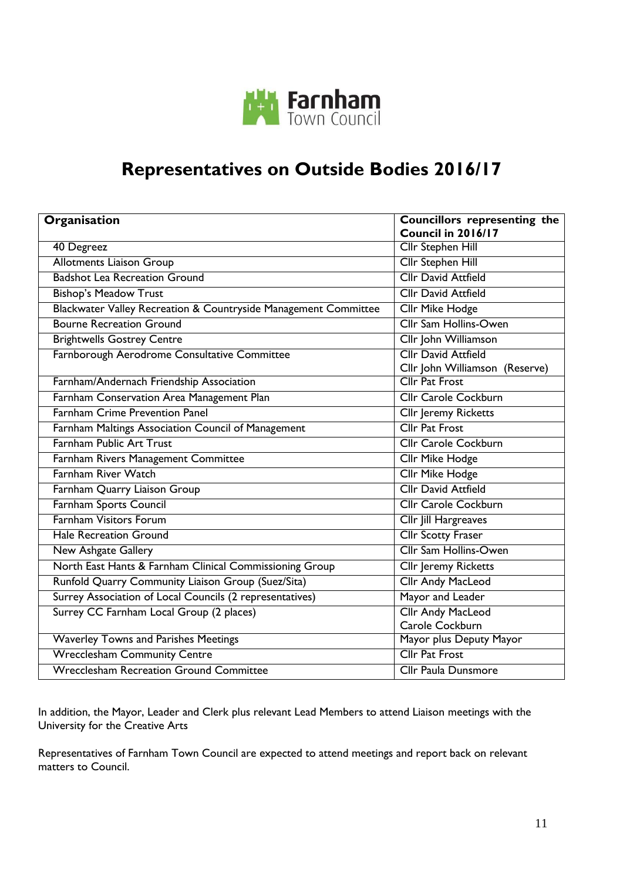Farnham Town Council

# Representatives on Outside Bodies 2016/17

| Organisation | Councillors representing the Council in 2016/17 |
|---|---|
| 40 Degreez | Cllr Stephen Hill |
| Allotments Liaison Group | Cllr Stephen Hill |
| Badshot Lea Recreation Ground | Cllr David Attfield |
| Bishop's Meadow Trust | Cllr David Attfield |
| Blackwater Valley Recreation & Countryside Management Committee | Cllr Mike Hodge |
| Bourne Recreation Ground | Cllr Sam Hollins-Owen |
| Brightwells Gostrey Centre | Cllr John Williamson |
| Farnborough Aerodrome Consultative Committee | Cllr David Attfield<br>Cllr John Williamson (Reserve) |
| Farnham/Andernach Friendship Association | Cllr Pat Frost |
| Farnham Conservation Area Management Plan | Cllr Carole Cockburn |
| Farnham Crime Prevention Panel | Cllr Jeremy Ricketts |
| Farnham Maltings Association Council of Management | Cllr Pat Frost |
| Farnham Public Art Trust | Cllr Carole Cockburn |
| Farnham Rivers Management Committee | Cllr Mike Hodge |
| Farnham River Watch | Cllr Mike Hodge |
| Farnham Quarry Liaison Group | Cllr David Attfield |
| Farnham Sports Council | Cllr Carole Cockburn |
| Farnham Visitors Forum | Cllr Jill Hargreaves |
| Hale Recreation Ground | Cllr Scotty Fraser |
| New Ashgate Gallery | Cllr Sam Hollins-Owen |
| North East Hants & Farnham Clinical Commissioning Group | Cllr Jeremy Ricketts |
| Runfold Quarry Community Liaison Group (Suez/Sita) | Cllr Andy MacLeod |
| Surrey Association of Local Councils (2 representatives) | Mayor and Leader |
| Surrey CC Farnham Local Group (2 places) | Cllr Andy MacLeod<br>Carole Cockburn |
| Waverley Towns and Parishes Meetings | Mayor plus Deputy Mayor |
| Wrecclesham Community Centre | Cllr Pat Frost |
| Wrecclesham Recreation Ground Committee | Cllr Paula Dunsmore |

In addition, the Mayor, Leader and Clerk plus relevant Lead Members to attend Liaison meetings with the University for the Creative Arts

Representatives of Farnham Town Council are expected to attend meetings and report back on relevant matters to Council.